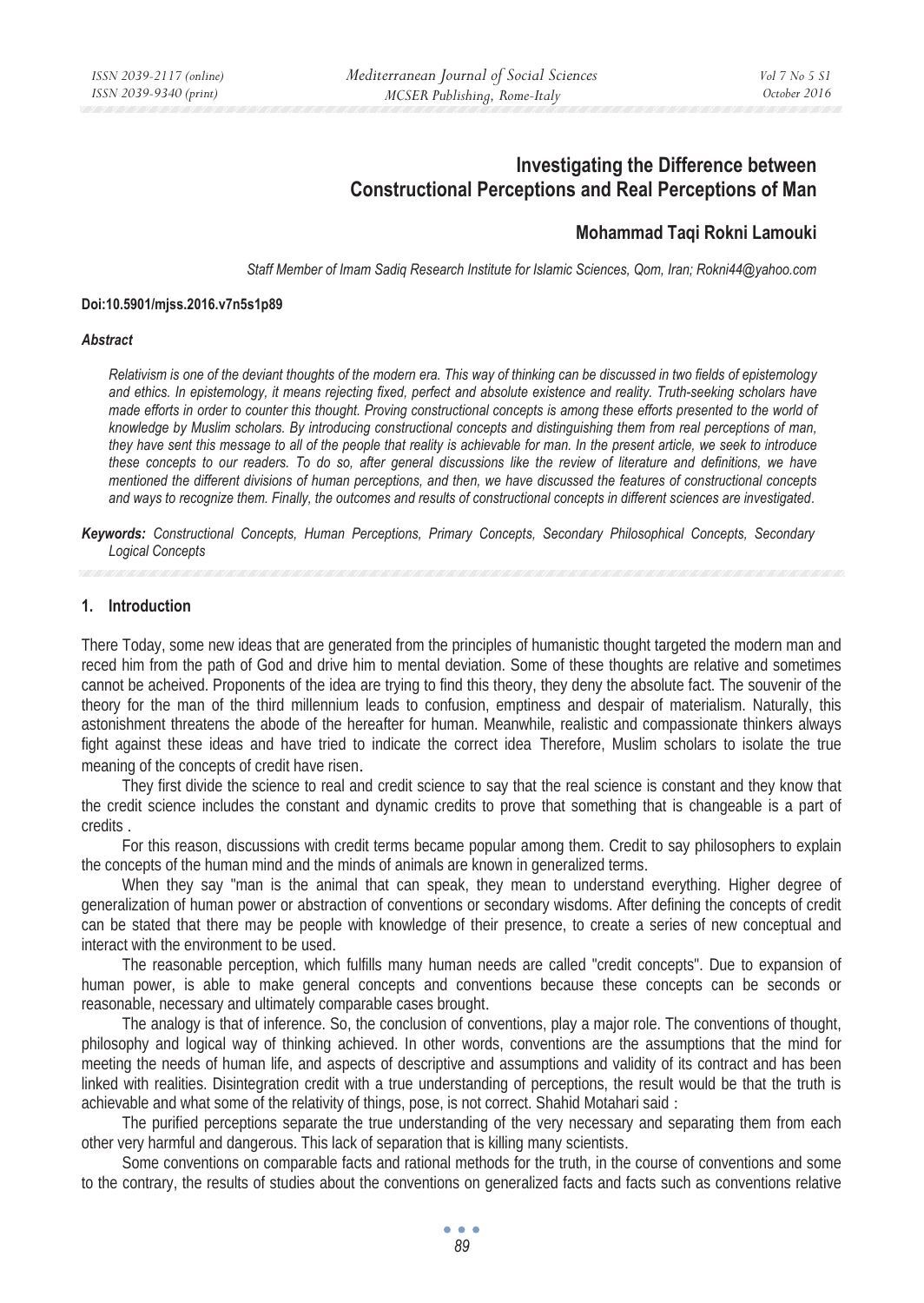# Investigating the Difference between Constructional Perceptions and Real Perceptions of Man

## Mohammad Taqi Rokni Lamouki

*Staff Member of Imam Sadiq Research Institute for Islamic Sciences, Qom, Iran; Rokni44@yahoo.com*

**Doi:10.5901/mjss.2016.v7n5s1p89**

***Abstract***

*Relativism is one of the deviant thoughts of the modern era. This way of thinking can be discussed in two fields of epistemology and ethics. In epistemology, it means rejecting fixed, perfect and absolute existence and reality. Truth-seeking scholars have made efforts in order to counter this thought. Proving constructional concepts is among these efforts presented to the world of knowledge by Muslim scholars. By introducing constructional concepts and distinguishing them from real perceptions of man, they have sent this message to all of the people that reality is achievable for man. In the present article, we seek to introduce these concepts to our readers. To do so, after general discussions like the review of literature and definitions, we have mentioned the different divisions of human perceptions, and then, we have discussed the features of constructional concepts and ways to recognize them. Finally, the outcomes and results of constructional concepts in different sciences are investigated.*

***Keywords:*** *Constructional Concepts, Human Perceptions, Primary Concepts, Secondary Philosophical Concepts, Secondary Logical Concepts*

## 1. Introduction

There Today, some new ideas that are generated from the principles of humanistic thought targeted the modern man and reced him from the path of God and drive him to mental deviation. Some of these thoughts are relative and sometimes cannot be acheived. Proponents of the idea are trying to find this theory, they deny the absolute fact. The souvenir of the theory for the man of the third millennium leads to confusion, emptiness and despair of materialism. Naturally, this astonishment threatens the abode of the hereafter for human. Meanwhile, realistic and compassionate thinkers always fight against these ideas and have tried to indicate the correct idea Therefore, Muslim scholars to isolate the true meaning of the concepts of credit have risen.

They first divide the science to real and credit science to say that the real science is constant and they know that the credit science includes the constant and dynamic credits to prove that something that is changeable is a part of credits .

For this reason, discussions with credit terms became popular among them. Credit to say philosophers to explain the concepts of the human mind and the minds of animals are known in generalized terms.

When they say "man is the animal that can speak, they mean to understand everything. Higher degree of generalization of human power or abstraction of conventions or secondary wisdoms. After defining the concepts of credit can be stated that there may be people with knowledge of their presence, to create a series of new conceptual and interact with the environment to be used.

The reasonable perception, which fulfills many human needs are called "credit concepts". Due to expansion of human power, is able to make general concepts and conventions because these concepts can be seconds or reasonable, necessary and ultimately comparable cases brought.

The analogy is that of inference. So, the conclusion of conventions, play a major role. The conventions of thought, philosophy and logical way of thinking achieved. In other words, conventions are the assumptions that the mind for meeting the needs of human life, and aspects of descriptive and assumptions and validity of its contract and has been linked with realities. Disintegration credit with a true understanding of perceptions, the result would be that the truth is achievable and what some of the relativity of things, pose, is not correct. Shahid Motahari said :

The purified perceptions separate the true understanding of the very necessary and separating them from each other very harmful and dangerous. This lack of separation that is killing many scientists.

Some conventions on comparable facts and rational methods for the truth, in the course of conventions and some to the contrary, the results of studies about the conventions on generalized facts and facts such as conventions relative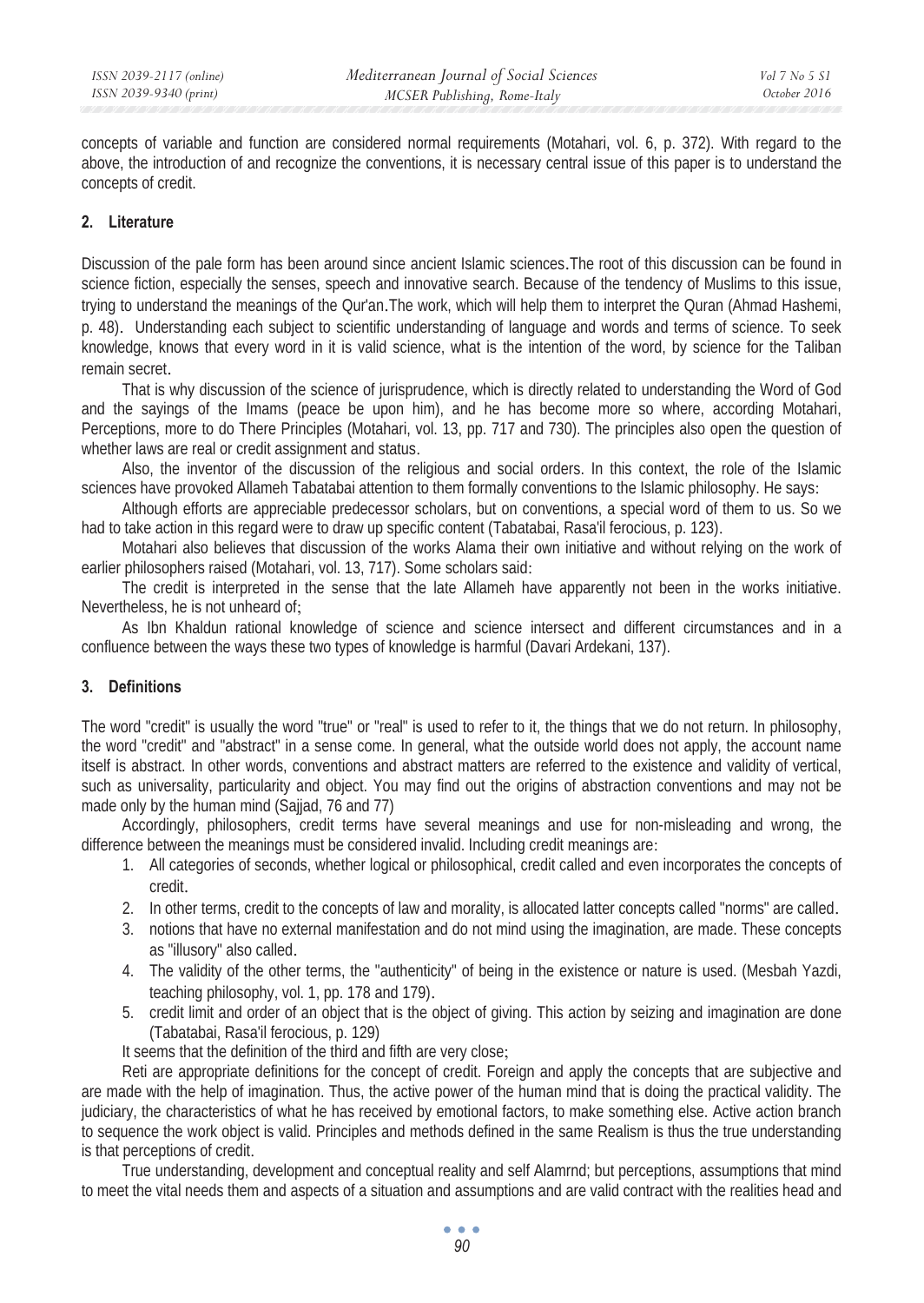concepts of variable and function are considered normal requirements (Motahari, vol. 6, p. 372). With regard to the above, the introduction of and recognize the conventions, it is necessary central issue of this paper is to understand the concepts of credit.

## 2. Literature

Discussion of the pale form has been around since ancient Islamic sciences.The root of this discussion can be found in science fiction, especially the senses, speech and innovative search. Because of the tendency of Muslims to this issue, trying to understand the meanings of the Qur'an.The work, which will help them to interpret the Quran (Ahmad Hashemi, p. 48). Understanding each subject to scientific understanding of language and words and terms of science. To seek knowledge, knows that every word in it is valid science, what is the intention of the word, by science for the Taliban remain secret.

That is why discussion of the science of jurisprudence, which is directly related to understanding the Word of God and the sayings of the Imams (peace be upon him), and he has become more so where, according Motahari, Perceptions, more to do There Principles (Motahari, vol. 13, pp. 717 and 730). The principles also open the question of whether laws are real or credit assignment and status.

Also, the inventor of the discussion of the religious and social orders. In this context, the role of the Islamic sciences have provoked Allameh Tabatabai attention to them formally conventions to the Islamic philosophy. He says:

Although efforts are appreciable predecessor scholars, but on conventions, a special word of them to us. So we had to take action in this regard were to draw up specific content (Tabatabai, Rasa'il ferocious, p. 123).

Motahari also believes that discussion of the works Alama their own initiative and without relying on the work of earlier philosophers raised (Motahari, vol. 13, 717). Some scholars said:

The credit is interpreted in the sense that the late Allameh have apparently not been in the works initiative. Nevertheless, he is not unheard of;

As Ibn Khaldun rational knowledge of science and science intersect and different circumstances and in a confluence between the ways these two types of knowledge is harmful (Davari Ardekani, 137).

## 3. Definitions

The word "credit" is usually the word "true" or "real" is used to refer to it, the things that we do not return. In philosophy, the word "credit" and "abstract" in a sense come. In general, what the outside world does not apply, the account name itself is abstract. In other words, conventions and abstract matters are referred to the existence and validity of vertical, such as universality, particularity and object. You may find out the origins of abstraction conventions and may not be made only by the human mind (Sajjad, 76 and 77)

Accordingly, philosophers, credit terms have several meanings and use for non-misleading and wrong, the difference between the meanings must be considered invalid. Including credit meanings are:

1. All categories of seconds, whether logical or philosophical, credit called and even incorporates the concepts of credit.
2. In other terms, credit to the concepts of law and morality, is allocated latter concepts called "norms" are called.
3. notions that have no external manifestation and do not mind using the imagination, are made. These concepts as "illusory" also called.
4. The validity of the other terms, the "authenticity" of being in the existence or nature is used. (Mesbah Yazdi, teaching philosophy, vol. 1, pp. 178 and 179).
5. credit limit and order of an object that is the object of giving. This action by seizing and imagination are done (Tabatabai, Rasa'il ferocious, p. 129)

It seems that the definition of the third and fifth are very close;

Reti are appropriate definitions for the concept of credit. Foreign and apply the concepts that are subjective and are made with the help of imagination. Thus, the active power of the human mind that is doing the practical validity. The judiciary, the characteristics of what he has received by emotional factors, to make something else. Active action branch to sequence the work object is valid. Principles and methods defined in the same Realism is thus the true understanding is that perceptions of credit.

True understanding, development and conceptual reality and self Alamrnd; but perceptions, assumptions that mind to meet the vital needs them and aspects of a situation and assumptions and are valid contract with the realities head and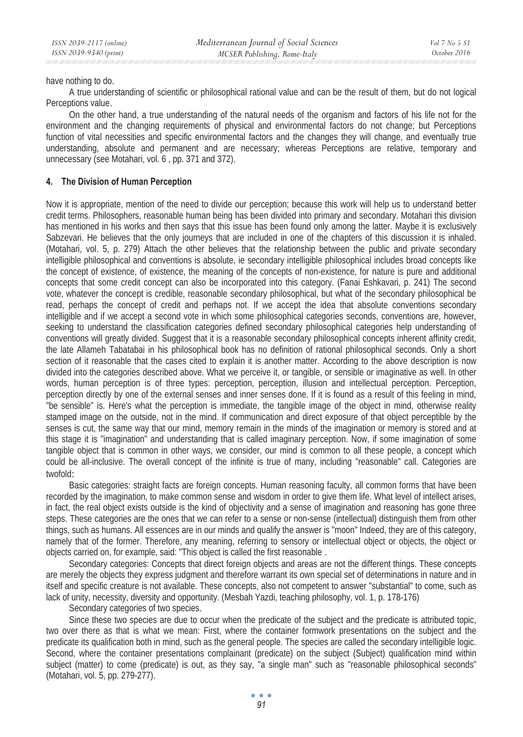have nothing to do.

A true understanding of scientific or philosophical rational value and can be the result of them, but do not logical Perceptions value.

On the other hand, a true understanding of the natural needs of the organism and factors of his life not for the environment and the changing requirements of physical and environmental factors do not change; but Perceptions function of vital necessities and specific environmental factors and the changes they will change, and eventually true understanding, absolute and permanent and are necessary; whereas Perceptions are relative, temporary and unnecessary (see Motahari, vol. 6 , pp. 371 and 372).

## 4. The Division of Human Perception

Now it is appropriate, mention of the need to divide our perception; because this work will help us to understand better credit terms. Philosophers, reasonable human being has been divided into primary and secondary. Motahari this division has mentioned in his works and then says that this issue has been found only among the latter. Maybe it is exclusively Sabzevari. He believes that the only journeys that are included in one of the chapters of this discussion it is inhaled. (Motahari, vol. 5, p. 279) Attach the other believes that the relationship between the public and private secondary intelligible philosophical and conventions is absolute, ie secondary intelligible philosophical includes broad concepts like the concept of existence, of existence, the meaning of the concepts of non-existence, for nature is pure and additional concepts that some credit concept can also be incorporated into this category. (Fanai Eshkavari, p. 241) The second vote, whatever the concept is credible, reasonable secondary philosophical, but what of the secondary philosophical be read, perhaps the concept of credit and perhaps not. If we accept the idea that absolute conventions secondary intelligible and if we accept a second vote in which some philosophical categories seconds, conventions are, however, seeking to understand the classification categories defined secondary philosophical categories help understanding of conventions will greatly divided. Suggest that it is a reasonable secondary philosophical concepts inherent affinity credit, the late Allameh Tabatabai in his philosophical book has no definition of rational philosophical seconds. Only a short section of it reasonable that the cases cited to explain it is another matter. According to the above description is now divided into the categories described above. What we perceive it, or tangible, or sensible or imaginative as well. In other words, human perception is of three types: perception, perception, illusion and intellectual perception. Perception, perception directly by one of the external senses and inner senses done. If it is found as a result of this feeling in mind, "be sensible" is. Here's what the perception is immediate, the tangible image of the object in mind, otherwise reality stamped image on the outside, not in the mind. If communication and direct exposure of that object perceptible by the senses is cut, the same way that our mind, memory remain in the minds of the imagination or memory is stored and at this stage it is "imagination" and understanding that is called imaginary perception. Now, if some imagination of some tangible object that is common in other ways, we consider, our mind is common to all these people, a concept which could be all-inclusive. The overall concept of the infinite is true of many, including "reasonable" call. Categories are twofold:

Basic categories: straight facts are foreign concepts. Human reasoning faculty, all common forms that have been recorded by the imagination, to make common sense and wisdom in order to give them life. What level of intellect arises, in fact, the real object exists outside is the kind of objectivity and a sense of imagination and reasoning has gone three steps. These categories are the ones that we can refer to a sense or non-sense (intellectual) distinguish them from other things, such as humans. All essences are in our minds and qualify the answer is "moon" Indeed, they are of this category, namely that of the former. Therefore, any meaning, referring to sensory or intellectual object or objects, the object or objects carried on, for example, said: "This object is called the first reasonable .

Secondary categories: Concepts that direct foreign objects and areas are not the different things. These concepts are merely the objects they express judgment and therefore warrant its own special set of determinations in nature and in itself and specific creature is not available. These concepts, also not competent to answer "substantial" to come, such as lack of unity, necessity, diversity and opportunity. (Mesbah Yazdi, teaching philosophy, vol. 1, p. 178-176)

Secondary categories of two species.

Since these two species are due to occur when the predicate of the subject and the predicate is attributed topic, two over there as that is what we mean: First, where the container formwork presentations on the subject and the predicate its qualification both in mind, such as the general people. The species are called the secondary intelligible logic. Second, where the container presentations complainant (predicate) on the subject (Subject) qualification mind within subject (matter) to come (predicate) is out, as they say, "a single man" such as "reasonable philosophical seconds" (Motahari, vol. 5, pp. 279-277).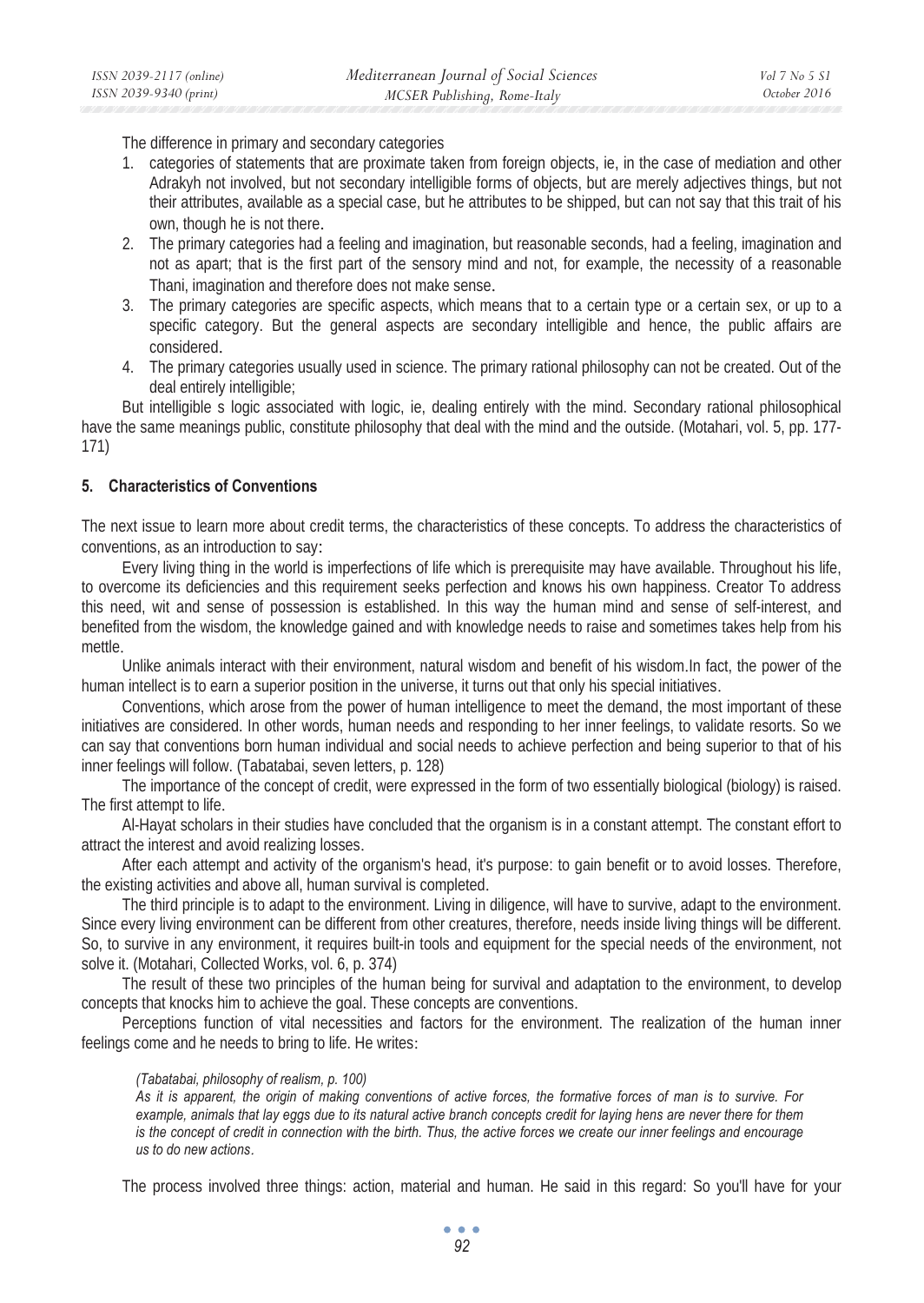The difference in primary and secondary categories

1. categories of statements that are proximate taken from foreign objects, ie, in the case of mediation and other Adrakyh not involved, but not secondary intelligible forms of objects, but are merely adjectives things, but not their attributes, available as a special case, but he attributes to be shipped, but can not say that this trait of his own, though he is not there.
2. The primary categories had a feeling and imagination, but reasonable seconds, had a feeling, imagination and not as apart; that is the first part of the sensory mind and not, for example, the necessity of a reasonable Thani, imagination and therefore does not make sense.
3. The primary categories are specific aspects, which means that to a certain type or a certain sex, or up to a specific category. But the general aspects are secondary intelligible and hence, the public affairs are considered.
4. The primary categories usually used in science. The primary rational philosophy can not be created. Out of the deal entirely intelligible;

But intelligible s logic associated with logic, ie, dealing entirely with the mind. Secondary rational philosophical have the same meanings public, constitute philosophy that deal with the mind and the outside. (Motahari, vol. 5, pp. 177-171)

## 5. Characteristics of Conventions

The next issue to learn more about credit terms, the characteristics of these concepts. To address the characteristics of conventions, as an introduction to say:

Every living thing in the world is imperfections of life which is prerequisite may have available. Throughout his life, to overcome its deficiencies and this requirement seeks perfection and knows his own happiness. Creator To address this need, wit and sense of possession is established. In this way the human mind and sense of self-interest, and benefited from the wisdom, the knowledge gained and with knowledge needs to raise and sometimes takes help from his mettle.

Unlike animals interact with their environment, natural wisdom and benefit of his wisdom.In fact, the power of the human intellect is to earn a superior position in the universe, it turns out that only his special initiatives.

Conventions, which arose from the power of human intelligence to meet the demand, the most important of these initiatives are considered. In other words, human needs and responding to her inner feelings, to validate resorts. So we can say that conventions born human individual and social needs to achieve perfection and being superior to that of his inner feelings will follow. (Tabatabai, seven letters, p. 128)

The importance of the concept of credit, were expressed in the form of two essentially biological (biology) is raised. The first attempt to life.

Al-Hayat scholars in their studies have concluded that the organism is in a constant attempt. The constant effort to attract the interest and avoid realizing losses.

After each attempt and activity of the organism's head, it's purpose: to gain benefit or to avoid losses. Therefore, the existing activities and above all, human survival is completed.

The third principle is to adapt to the environment. Living in diligence, will have to survive, adapt to the environment. Since every living environment can be different from other creatures, therefore, needs inside living things will be different. So, to survive in any environment, it requires built-in tools and equipment for the special needs of the environment, not solve it. (Motahari, Collected Works, vol. 6, p. 374)

The result of these two principles of the human being for survival and adaptation to the environment, to develop concepts that knocks him to achieve the goal. These concepts are conventions.

Perceptions function of vital necessities and factors for the environment. The realization of the human inner feelings come and he needs to bring to life. He writes:

> *(Tabatabai, philosophy of realism, p. 100)*
> *As it is apparent, the origin of making conventions of active forces, the formative forces of man is to survive. For example, animals that lay eggs due to its natural active branch concepts credit for laying hens are never there for them is the concept of credit in connection with the birth. Thus, the active forces we create our inner feelings and encourage us to do new actions.*

The process involved three things: action, material and human. He said in this regard: So you'll have for your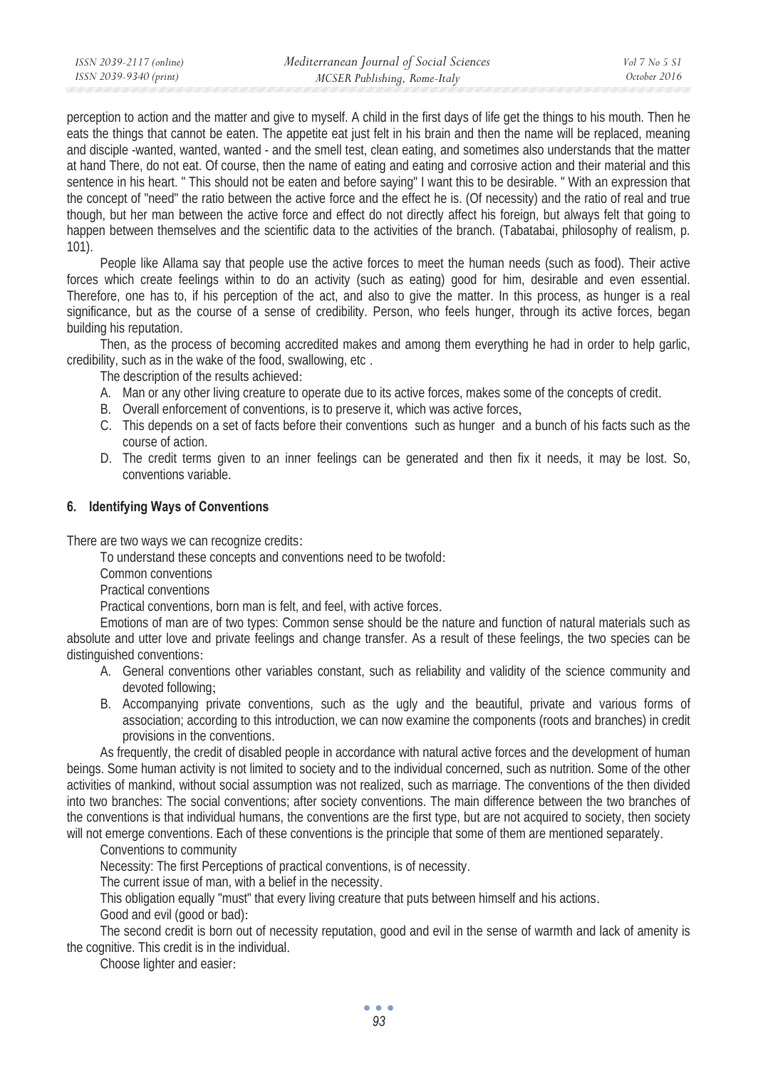perception to action and the matter and give to myself. A child in the first days of life get the things to his mouth. Then he eats the things that cannot be eaten. The appetite eat just felt in his brain and then the name will be replaced, meaning and disciple -wanted, wanted, wanted - and the smell test, clean eating, and sometimes also understands that the matter at hand There, do not eat. Of course, then the name of eating and eating and corrosive action and their material and this sentence in his heart. " This should not be eaten and before saying" I want this to be desirable. " With an expression that the concept of "need" the ratio between the active force and the effect he is. (Of necessity) and the ratio of real and true though, but her man between the active force and effect do not directly affect his foreign, but always felt that going to happen between themselves and the scientific data to the activities of the branch. (Tabatabai, philosophy of realism, p. 101).

People like Allama say that people use the active forces to meet the human needs (such as food). Their active forces which create feelings within to do an activity (such as eating) good for him, desirable and even essential. Therefore, one has to, if his perception of the act, and also to give the matter. In this process, as hunger is a real significance, but as the course of a sense of credibility. Person, who feels hunger, through its active forces, began building his reputation.

Then, as the process of becoming accredited makes and among them everything he had in order to help garlic, credibility, such as in the wake of the food, swallowing, etc .

The description of the results achieved:

A. Man or any other living creature to operate due to its active forces, makes some of the concepts of credit.
B. Overall enforcement of conventions, is to preserve it, which was active forces,
C. This depends on a set of facts before their conventions such as hunger and a bunch of his facts such as the course of action.
D. The credit terms given to an inner feelings can be generated and then fix it needs, it may be lost. So, conventions variable.

## 6. Identifying Ways of Conventions

There are two ways we can recognize credits:

To understand these concepts and conventions need to be twofold:

Common conventions

Practical conventions

Practical conventions, born man is felt, and feel, with active forces.

Emotions of man are of two types: Common sense should be the nature and function of natural materials such as absolute and utter love and private feelings and change transfer. As a result of these feelings, the two species can be distinguished conventions:

A. General conventions other variables constant, such as reliability and validity of the science community and devoted following;
B. Accompanying private conventions, such as the ugly and the beautiful, private and various forms of association; according to this introduction, we can now examine the components (roots and branches) in credit provisions in the conventions.

As frequently, the credit of disabled people in accordance with natural active forces and the development of human beings. Some human activity is not limited to society and to the individual concerned, such as nutrition. Some of the other activities of mankind, without social assumption was not realized, such as marriage. The conventions of the then divided into two branches: The social conventions; after society conventions. The main difference between the two branches of the conventions is that individual humans, the conventions are the first type, but are not acquired to society, then society will not emerge conventions. Each of these conventions is the principle that some of them are mentioned separately.

Conventions to community

Necessity: The first Perceptions of practical conventions, is of necessity.

The current issue of man, with a belief in the necessity.

This obligation equally "must" that every living creature that puts between himself and his actions.

Good and evil (good or bad):

The second credit is born out of necessity reputation, good and evil in the sense of warmth and lack of amenity is the cognitive. This credit is in the individual.

Choose lighter and easier: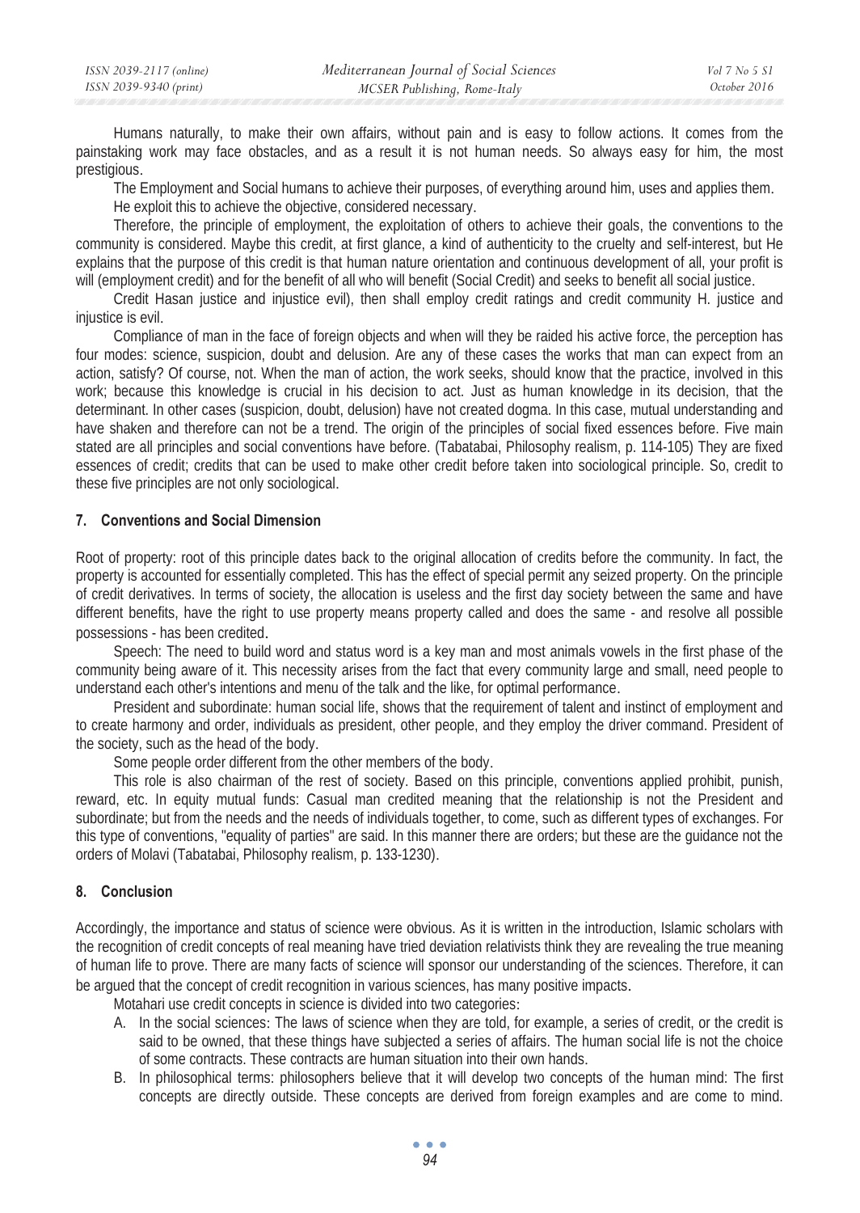Humans naturally, to make their own affairs, without pain and is easy to follow actions. It comes from the painstaking work may face obstacles, and as a result it is not human needs. So always easy for him, the most prestigious.

The Employment and Social humans to achieve their purposes, of everything around him, uses and applies them.

He exploit this to achieve the objective, considered necessary.

Therefore, the principle of employment, the exploitation of others to achieve their goals, the conventions to the community is considered. Maybe this credit, at first glance, a kind of authenticity to the cruelty and self-interest, but He explains that the purpose of this credit is that human nature orientation and continuous development of all, your profit is will (employment credit) and for the benefit of all who will benefit (Social Credit) and seeks to benefit all social justice.

Credit Hasan justice and injustice evil), then shall employ credit ratings and credit community H. justice and injustice is evil.

Compliance of man in the face of foreign objects and when will they be raided his active force, the perception has four modes: science, suspicion, doubt and delusion. Are any of these cases the works that man can expect from an action, satisfy? Of course, not. When the man of action, the work seeks, should know that the practice, involved in this work; because this knowledge is crucial in his decision to act. Just as human knowledge in its decision, that the determinant. In other cases (suspicion, doubt, delusion) have not created dogma. In this case, mutual understanding and have shaken and therefore can not be a trend. The origin of the principles of social fixed essences before. Five main stated are all principles and social conventions have before. (Tabatabai, Philosophy realism, p. 114-105) They are fixed essences of credit; credits that can be used to make other credit before taken into sociological principle. So, credit to these five principles are not only sociological.

## 7. Conventions and Social Dimension

Root of property: root of this principle dates back to the original allocation of credits before the community. In fact, the property is accounted for essentially completed. This has the effect of special permit any seized property. On the principle of credit derivatives. In terms of society, the allocation is useless and the first day society between the same and have different benefits, have the right to use property means property called and does the same - and resolve all possible possessions - has been credited.

Speech: The need to build word and status word is a key man and most animals vowels in the first phase of the community being aware of it. This necessity arises from the fact that every community large and small, need people to understand each other's intentions and menu of the talk and the like, for optimal performance.

President and subordinate: human social life, shows that the requirement of talent and instinct of employment and to create harmony and order, individuals as president, other people, and they employ the driver command. President of the society, such as the head of the body.

Some people order different from the other members of the body.

This role is also chairman of the rest of society. Based on this principle, conventions applied prohibit, punish, reward, etc. In equity mutual funds: Casual man credited meaning that the relationship is not the President and subordinate; but from the needs and the needs of individuals together, to come, such as different types of exchanges. For this type of conventions, "equality of parties" are said. In this manner there are orders; but these are the guidance not the orders of Molavi (Tabatabai, Philosophy realism, p. 133-1230).

## 8. Conclusion

Accordingly, the importance and status of science were obvious. As it is written in the introduction, Islamic scholars with the recognition of credit concepts of real meaning have tried deviation relativists think they are revealing the true meaning of human life to prove. There are many facts of science will sponsor our understanding of the sciences. Therefore, it can be argued that the concept of credit recognition in various sciences, has many positive impacts.

Motahari use credit concepts in science is divided into two categories:

A. In the social sciences: The laws of science when they are told, for example, a series of credit, or the credit is said to be owned, that these things have subjected a series of affairs. The human social life is not the choice of some contracts. These contracts are human situation into their own hands.
B. In philosophical terms: philosophers believe that it will develop two concepts of the human mind: The first concepts are directly outside. These concepts are derived from foreign examples and are come to mind.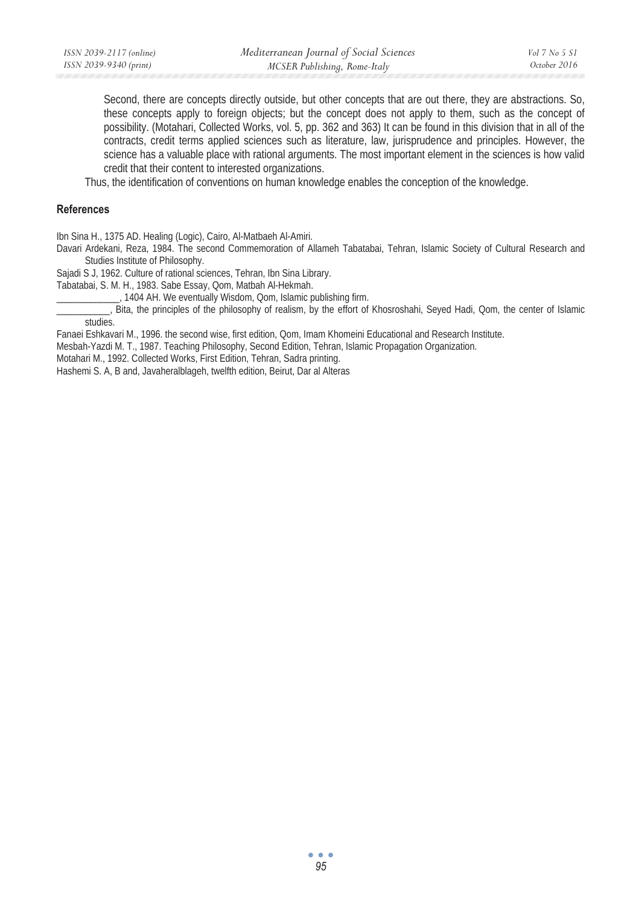Second, there are concepts directly outside, but other concepts that are out there, they are abstractions. So, these concepts apply to foreign objects; but the concept does not apply to them, such as the concept of possibility. (Motahari, Collected Works, vol. 5, pp. 362 and 363) It can be found in this division that in all of the contracts, credit terms applied sciences such as literature, law, jurisprudence and principles. However, the science has a valuable place with rational arguments. The most important element in the sciences is how valid credit that their content to interested organizations.

Thus, the identification of conventions on human knowledge enables the conception of the knowledge.

## References

Ibn Sina H., 1375 AD. Healing (Logic), Cairo, Al-Matbaeh Al-Amiri.

Davari Ardekani, Reza, 1984. The second Commemoration of Allameh Tabatabai, Tehran, Islamic Society of Cultural Research and Studies Institute of Philosophy.

Sajadi S J, 1962. Culture of rational sciences, Tehran, Ibn Sina Library.

Tabatabai, S. M. H., 1983. Sabe Essay, Qom, Matbah Al-Hekmah.

_____________, 1404 AH. We eventually Wisdom, Qom, Islamic publishing firm.

___________, Bita, the principles of the philosophy of realism, by the effort of Khosroshahi, Seyed Hadi, Qom, the center of Islamic studies.

Fanaei Eshkavari M., 1996. the second wise, first edition, Qom, Imam Khomeini Educational and Research Institute.

Mesbah-Yazdi M. T., 1987. Teaching Philosophy, Second Edition, Tehran, Islamic Propagation Organization.

Motahari M., 1992. Collected Works, First Edition, Tehran, Sadra printing.

Hashemi S. A, B and, Javaheralblageh, twelfth edition, Beirut, Dar al Alteras